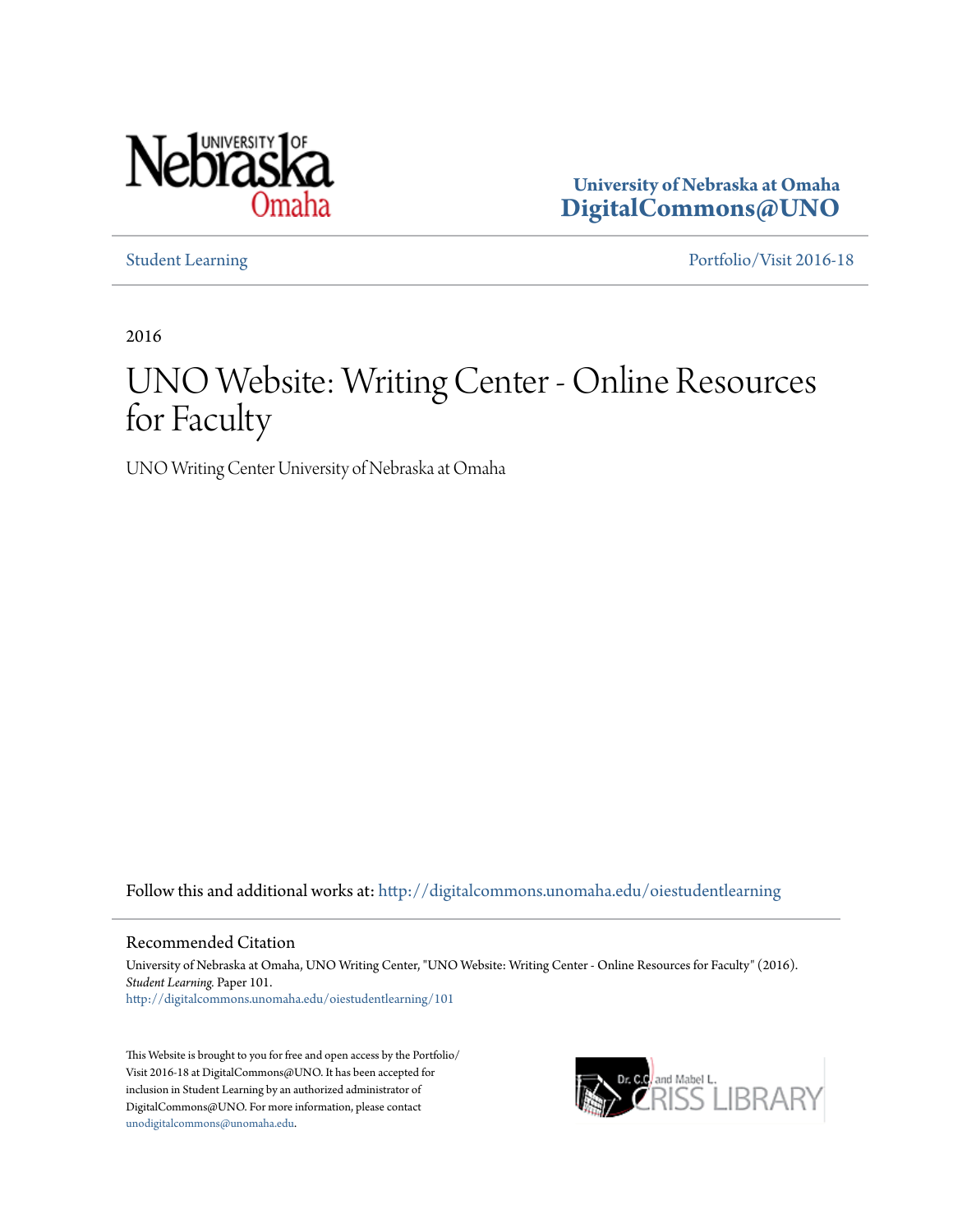University of Nebraska at Omaha
**DigitalCommons@UNO**

Student Learning | Portfolio/Visit 2016-18

2016

# UNO Website: Writing Center - Online Resources for Faculty

UNO Writing Center University of Nebraska at Omaha

Follow this and additional works at: http://digitalcommons.unomaha.edu/oiestudentlearning

## Recommended Citation

University of Nebraska at Omaha, UNO Writing Center, "UNO Website: Writing Center - Online Resources for Faculty" (2016). *Student Learning*. Paper 101.
http://digitalcommons.unomaha.edu/oiestudentlearning/101

This Website is brought to you for free and open access by the Portfolio/Visit 2016-18 at DigitalCommons@UNO. It has been accepted for inclusion in Student Learning by an authorized administrator of DigitalCommons@UNO. For more information, please contact unodigitalcommons@unomaha.edu.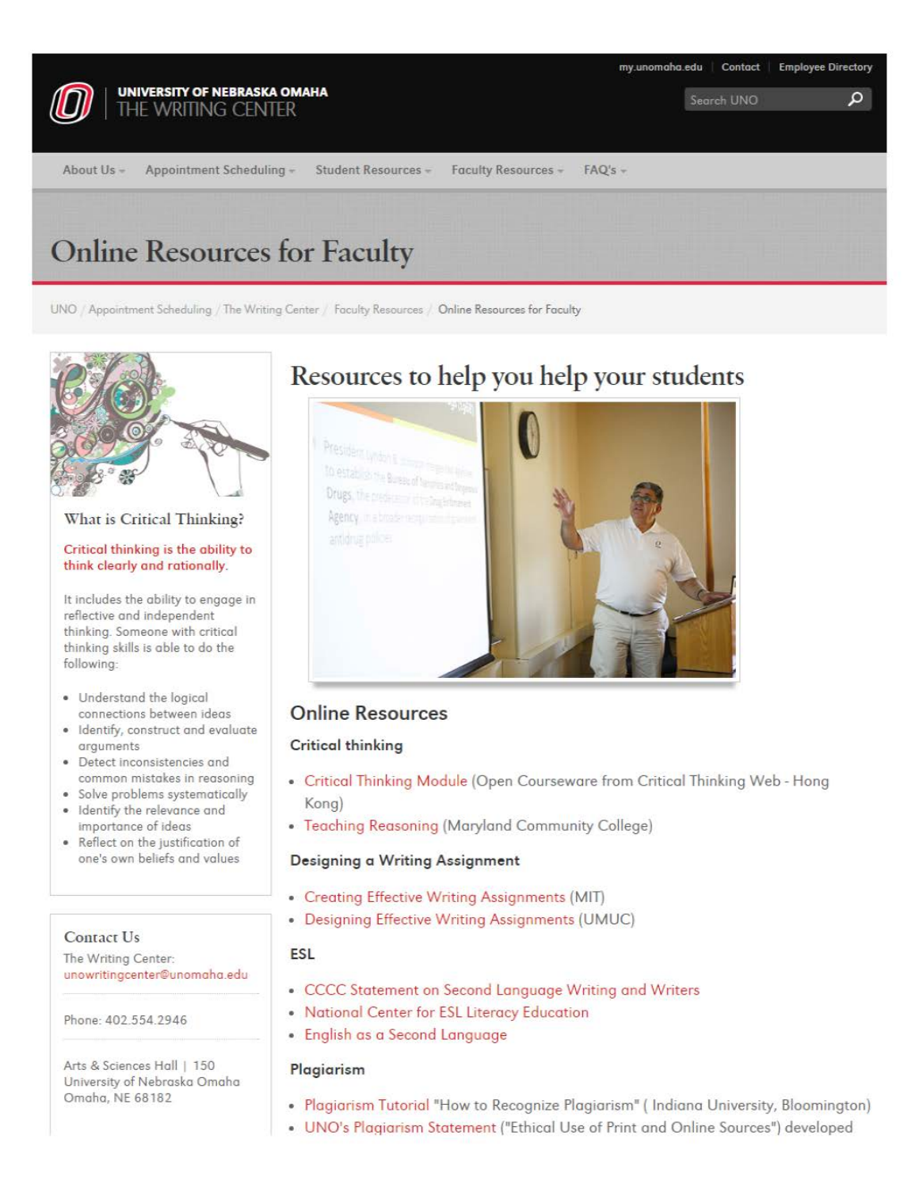my.unomaha.edu | Contact | Employee Directory

**UNIVERSITY OF NEBRASKA OMAHA**
THE WRITING CENTER

Search UNO

About Us | Appointment Scheduling | Student Resources | Faculty Resources | FAQ's

# Online Resources for Faculty

UNO / Appointment Scheduling / The Writing Center / Faculty Resources / Online Resources for Faculty

### What is Critical Thinking?

Critical thinking is the ability to think clearly and rationally.

It includes the ability to engage in reflective and independent thinking. Someone with critical thinking skills is able to do the following:

- Understand the logical connections between ideas
- Identify, construct and evaluate arguments
- Detect inconsistencies and common mistakes in reasoning
- Solve problems systematically
- Identify the relevance and importance of ideas
- Reflect on the justification of one's own beliefs and values

### Contact Us

The Writing Center: unowritingcenter@unomaha.edu

Phone: 402.554.2946

Arts & Sciences Hall | 150
University of Nebraska Omaha
Omaha, NE 68182

## Resources to help you help your students

## Online Resources

### Critical thinking

- Critical Thinking Module (Open Courseware from Critical Thinking Web - Hong Kong)
- Teaching Reasoning (Maryland Community College)

### Designing a Writing Assignment

- Creating Effective Writing Assignments (MIT)
- Designing Effective Writing Assignments (UMUC)

### ESL

- CCCC Statement on Second Language Writing and Writers
- National Center for ESL Literacy Education
- English as a Second Language

### Plagiarism

- Plagiarism Tutorial "How to Recognize Plagiarism" ( Indiana University, Bloomington)
- UNO's Plagiarism Statement ("Ethical Use of Print and Online Sources") developed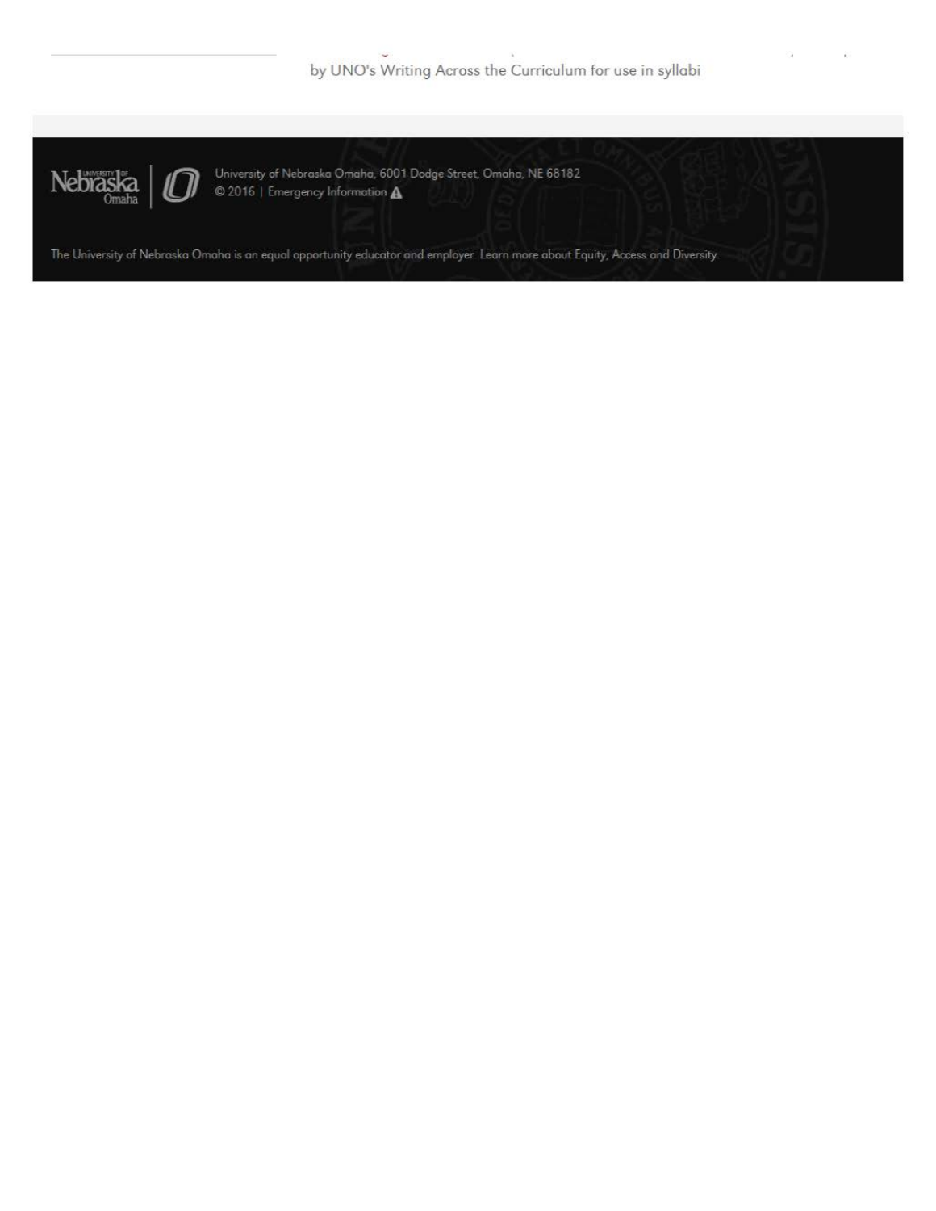by UNO's Writing Across the Curriculum for use in syllabi

University of Nebraska Omaha, 6001 Dodge Street, Omaha, NE 68182
© 2016 | Emergency Information

The University of Nebraska Omaha is an equal opportunity educator and employer. Learn more about Equity, Access and Diversity.